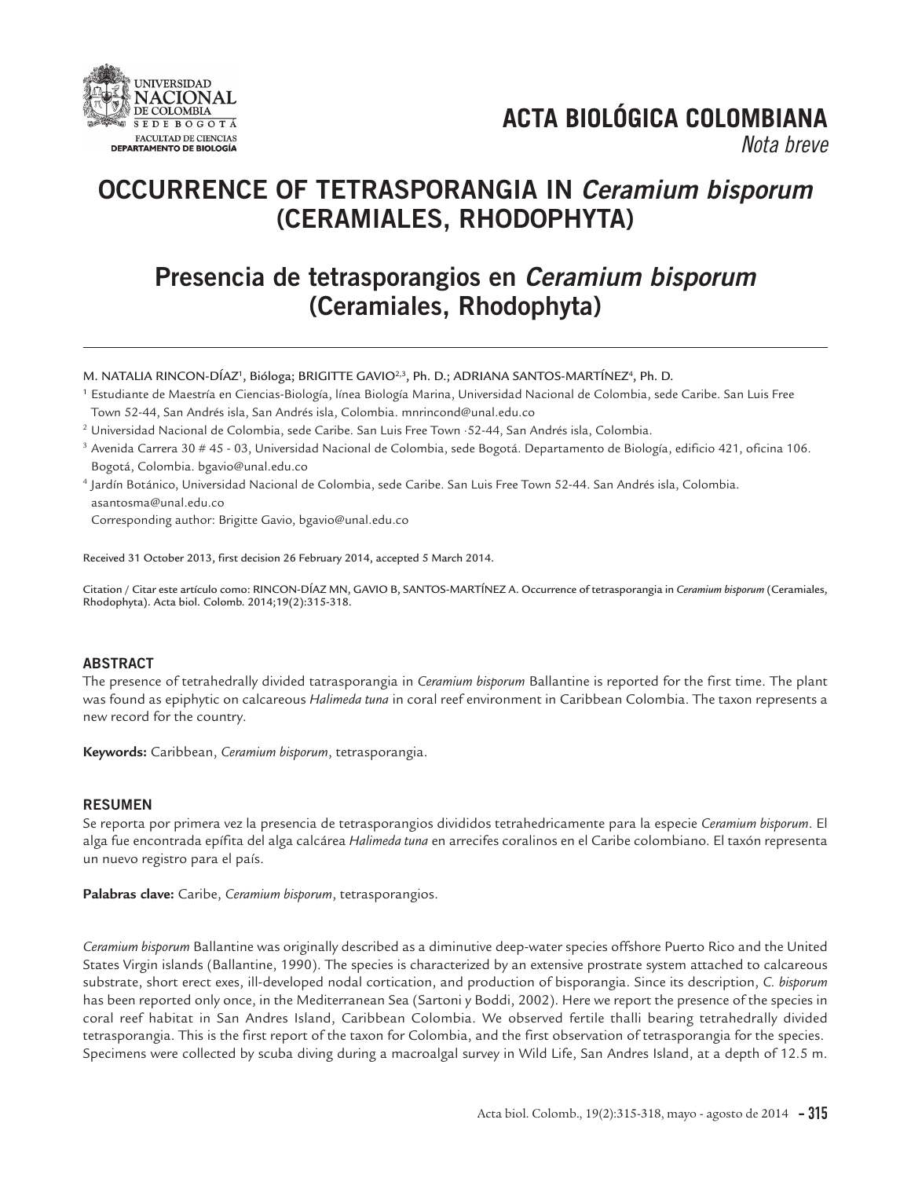UNIVERSIDAD NACIONAL DE COLOMBIA
SEDE BOGOTÁ
FACULTAD DE CIENCIAS
DEPARTAMENTO DE BIOLOGÍA

**ACTA BIOLÓGICA COLOMBIANA**
*Nota breve*

# OCCURRENCE OF TETRASPORANGIA IN *Ceramium bisporum* (CERAMIALES, RHODOPHYTA)

# Presencia de tetrasporangios en *Ceramium bisporum* (Ceramiales, Rhodophyta)

M. NATALIA RINCON-DÍAZ[1], Bióloga; BRIGITTE GAVIO[2,3], Ph. D.; ADRIANA SANTOS-MARTÍNEZ[4], Ph. D.

[1] Estudiante de Maestría en Ciencias-Biología, línea Biología Marina, Universidad Nacional de Colombia, sede Caribe. San Luis Free Town 52-44, San Andrés isla, San Andrés isla, Colombia. mnrincond@unal.edu.co

[2] Universidad Nacional de Colombia, sede Caribe. San Luis Free Town ·52-44, San Andrés isla, Colombia.

[3] Avenida Carrera 30 # 45 - 03, Universidad Nacional de Colombia, sede Bogotá. Departamento de Biología, edificio 421, oficina 106. Bogotá, Colombia. bgavio@unal.edu.co

[4] Jardín Botánico, Universidad Nacional de Colombia, sede Caribe. San Luis Free Town 52-44. San Andrés isla, Colombia. asantosma@unal.edu.co

Corresponding author: Brigitte Gavio, bgavio@unal.edu.co

Received 31 October 2013, first decision 26 February 2014, accepted 5 March 2014.

Citation / Citar este artículo como: RINCON-DÍAZ MN, GAVIO B, SANTOS-MARTÍNEZ A. Occurrence of tetrasporangia in *Ceramium bisporum* (Ceramiales, Rhodophyta). Acta biol. Colomb. 2014;19(2):315-318.

## ABSTRACT

The presence of tetrahedrally divided tatrasporangia in *Ceramium bisporum* Ballantine is reported for the first time. The plant was found as epiphytic on calcareous *Halimeda tuna* in coral reef environment in Caribbean Colombia. The taxon represents a new record for the country.

**Keywords:** Caribbean, *Ceramium bisporum*, tetrasporangia.

## RESUMEN

Se reporta por primera vez la presencia de tetrasporangios divididos tetrahedricamente para la especie *Ceramium bisporum*. El alga fue encontrada epífita del alga calcárea *Halimeda tuna* en arrecifes coralinos en el Caribe colombiano. El taxón representa un nuevo registro para el país.

**Palabras clave:** Caribe, *Ceramium bisporum*, tetrasporangios.

*Ceramium bisporum* Ballantine was originally described as a diminutive deep-water species offshore Puerto Rico and the United States Virgin islands (Ballantine, 1990). The species is characterized by an extensive prostrate system attached to calcareous substrate, short erect exes, ill-developed nodal cortication, and production of bisporangia. Since its description, *C. bisporum* has been reported only once, in the Mediterranean Sea (Sartoni y Boddi, 2002). Here we report the presence of the species in coral reef habitat in San Andres Island, Caribbean Colombia. We observed fertile thalli bearing tetrahedrally divided tetrasporangia. This is the first report of the taxon for Colombia, and the first observation of tetrasporangia for the species. Specimens were collected by scuba diving during a macroalgal survey in Wild Life, San Andres Island, at a depth of 12.5 m.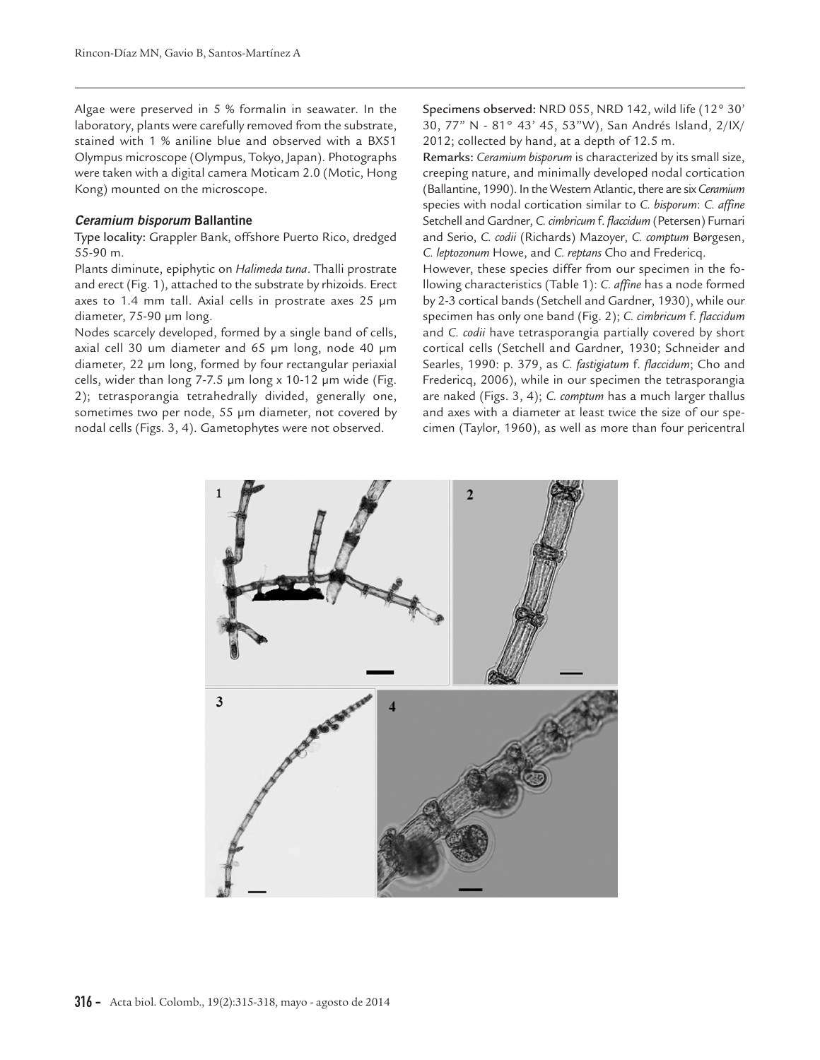Algae were preserved in 5 % formalin in seawater. In the laboratory, plants were carefully removed from the substrate, stained with 1 % aniline blue and observed with a BX51 Olympus microscope (Olympus, Tokyo, Japan). Photographs were taken with a digital camera Moticam 2.0 (Motic, Hong Kong) mounted on the microscope.

### *Ceramium bisporum* Ballantine

**Type locality:** Grappler Bank, offshore Puerto Rico, dredged 55-90 m.

Plants diminute, epiphytic on *Halimeda tuna*. Thalli prostrate and erect (Fig. 1), attached to the substrate by rhizoids. Erect axes to 1.4 mm tall. Axial cells in prostrate axes 25 µm diameter, 75-90 µm long.

Nodes scarcely developed, formed by a single band of cells, axial cell 30 um diameter and 65 µm long, node 40 µm diameter, 22 µm long, formed by four rectangular periaxial cells, wider than long 7-7.5 µm long x 10-12 µm wide (Fig. 2); tetrasporangia tetrahedrally divided, generally one, sometimes two per node, 55 µm diameter, not covered by nodal cells (Figs. 3, 4). Gametophytes were not observed.

**Specimens observed:** NRD 055, NRD 142, wild life (12° 30' 30, 77" N - 81° 43' 45, 53"W), San Andrés Island, 2/IX/ 2012; collected by hand, at a depth of 12.5 m.

**Remarks:** *Ceramium bisporum* is characterized by its small size, creeping nature, and minimally developed nodal cortication (Ballantine, 1990). In the Western Atlantic, there are six *Ceramium* species with nodal cortication similar to *C. bisporum*: *C. affine* Setchell and Gardner, *C. cimbricum* f. *flaccidum* (Petersen) Furnari and Serio, *C. codii* (Richards) Mazoyer, *C. comptum* Børgesen, *C. leptozonum* Howe, and *C. reptans* Cho and Fredericq.

However, these species differ from our specimen in the following characteristics (Table 1): *C. affine* has a node formed by 2-3 cortical bands (Setchell and Gardner, 1930), while our specimen has only one band (Fig. 2); *C. cimbricum* f. *flaccidum* and *C. codii* have tetrasporangia partially covered by short cortical cells (Setchell and Gardner, 1930; Schneider and Searles, 1990: p. 379, as *C. fastigiatum* f. *flaccidum*; Cho and Fredericq, 2006), while in our specimen the tetrasporangia are naked (Figs. 3, 4); *C. comptum* has a much larger thallus and axes with a diameter at least twice the size of our specimen (Taylor, 1960), as well as more than four pericentral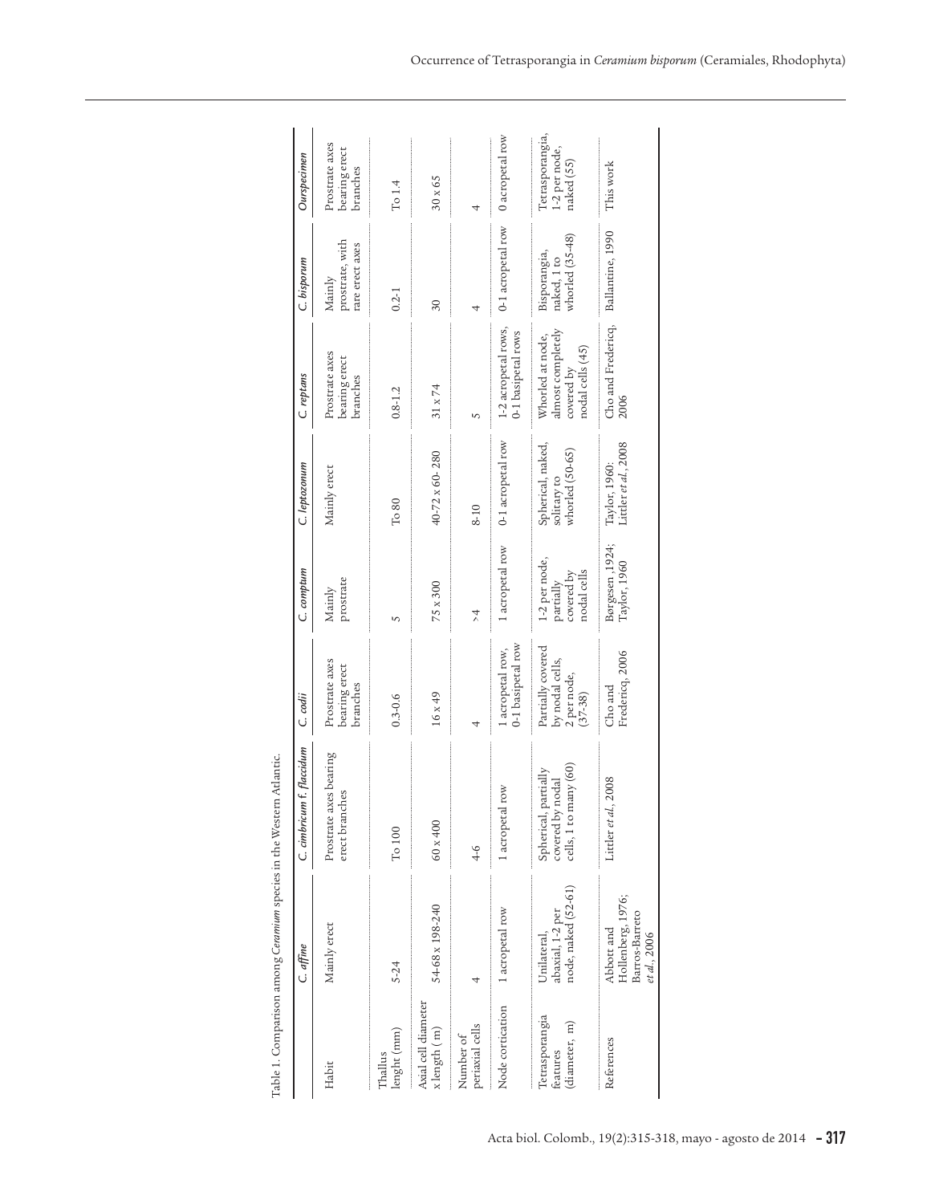Table 1. Comparison among *Ceramium* species in the Western Atlantic.

| | *C. affine* | *C. cimbricum* f. *flaccidum* | *C. codii* | *C. comptum* | *C. leptozonum* | *C. reptans* | *C. bisporum* | *Ourspecimen* |
|---|---|---|---|---|---|---|---|---|
| Habit | Mainly erect | Prostrate axes bearing erect branches | Prostrate axes bearing erect branches | Mainly prostrate | Mainly erect | Prostrate axes bearing erect branches | Mainly prostrate, with rare erect axes | Prostrate axes bearing erect branches |
| Thallus lenght (mm) | 5-24 | To 100 | 0.3-0.6 | 5 | To 80 | 0.8-1.2 | 0.2-1 | To 1.4 |
| Axial cell diameter x length (m) | 54-68 x 198-240 | 60 x 400 | 16 x 49 | 75 x 300 | 40-72 x 60-280 | 31 x 74 | 30 | 30 x 65 |
| Number of periaxial cells | 4 | 4-6 | 4 | >4 | 8-10 | 5 | 4 | 4 |
| Node cortication | 1 acropetal row | 1 acropetal row | 1 acropetal row, 0-1 basipetal row | 1 acropetal row | 0-1 acropetal row | 1-2 acropetal rows, 0-1 basipetal rows | 0-1 acropetal row | 0 acropetal row |
| Tetrasporangia features (diameter, m) | Unilateral, abaxial, 1-2 per node, naked (52-61) | Spherical, partially covered by nodal cells, 1 to many (60) | Partially covered by nodal cells, 2 per node, (37-38) | 1-2 per node, partially covered by nodal cells | Spherical, naked, solitary to whorled (50-65) | Whorled at node, almost completely covered by nodal cells (45) | Bisporangia, naked, 1 to whorled (35-48) | Tetrasporangia, 1-2 per node, naked (55) |
| References | Abbott and Hollenberg, 1976; Barros-Barreto *et al.*, 2006 | Littler *et al.*, 2008 | Cho and Fredericq, 2006 | Børgesen ,1924; Taylor, 1960 | Taylor, 1960; Littler *et al.*, 2008 | Cho and Fredericq, 2006 | Ballantine, 1990 | This work |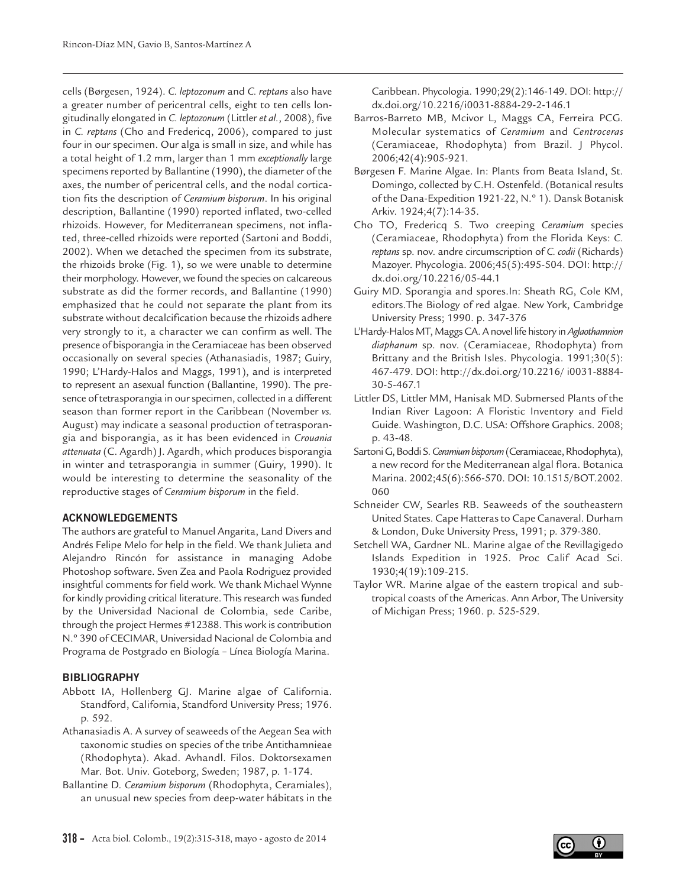cells (Børgesen, 1924). *C. leptozonum* and *C. reptans* also have a greater number of pericentral cells, eight to ten cells longitudinally elongated in *C. leptozonum* (Littler *et al.*, 2008), five in *C. reptans* (Cho and Fredericq, 2006), compared to just four in our specimen. Our alga is small in size, and while has a total height of 1.2 mm, larger than 1 mm *exceptionally* large specimens reported by Ballantine (1990), the diameter of the axes, the number of pericentral cells, and the nodal cortication fits the description of *Ceramium bisporum*. In his original description, Ballantine (1990) reported inflated, two-celled rhizoids. However, for Mediterranean specimens, not inflated, three-celled rhizoids were reported (Sartoni and Boddi, 2002). When we detached the specimen from its substrate, the rhizoids broke (Fig. 1), so we were unable to determine their morphology. However, we found the species on calcareous substrate as did the former records, and Ballantine (1990) emphasized that he could not separate the plant from its substrate without decalcification because the rhizoids adhere very strongly to it, a character we can confirm as well. The presence of bisporangia in the Ceramiaceae has been observed occasionally on several species (Athanasiadis, 1987; Guiry, 1990; L'Hardy-Halos and Maggs, 1991), and is interpreted to represent an asexual function (Ballantine, 1990). The presence of tetrasporangia in our specimen, collected in a different season than former report in the Caribbean (November *vs.* August) may indicate a seasonal production of tetrasporangia and bisporangia, as it has been evidenced in *Crouania attenuata* (C. Agardh) J. Agardh, which produces bisporangia in winter and tetrasporangia in summer (Guiry, 1990). It would be interesting to determine the seasonality of the reproductive stages of *Ceramium bisporum* in the field.

## ACKNOWLEDGEMENTS

The authors are grateful to Manuel Angarita, Land Divers and Andrés Felipe Melo for help in the field. We thank Julieta and Alejandro Rincón for assistance in managing Adobe Photoshop software. Sven Zea and Paola Rodriguez provided insightful comments for field work. We thank Michael Wynne for kindly providing critical literature. This research was funded by the Universidad Nacional de Colombia, sede Caribe, through the project Hermes #12388. This work is contribution N.º 390 of CECIMAR, Universidad Nacional de Colombia and Programa de Postgrado en Biología – Línea Biología Marina.

## BIBLIOGRAPHY

Abbott IA, Hollenberg GJ. Marine algae of California. Standford, California, Standford University Press; 1976. p. 592.

Athanasiadis A. A survey of seaweeds of the Aegean Sea with taxonomic studies on species of the tribe Antithamnieae (Rhodophyta). Akad. Avhandl. Filos. Doktorsexamen Mar. Bot. Univ. Goteborg, Sweden; 1987, p. 1-174.

Ballantine D. *Ceramium bisporum* (Rhodophyta, Ceramiales), an unusual new species from deep-water hábitats in the Caribbean. Phycologia. 1990;29(2):146-149. DOI: http://dx.doi.org/10.2216/i0031-8884-29-2-146.1

Barros-Barreto MB, Mcivor L, Maggs CA, Ferreira PCG. Molecular systematics of *Ceramium* and *Centroceras* (Ceramiaceae, Rhodophyta) from Brazil. J Phycol. 2006;42(4):905-921.

Børgesen F. Marine Algae. In: Plants from Beata Island, St. Domingo, collected by C.H. Ostenfeld. (Botanical results of the Dana-Expedition 1921-22, N.º 1). Dansk Botanisk Arkiv. 1924;4(7):14-35.

Cho TO, Fredericq S. Two creeping *Ceramium* species (Ceramiaceae, Rhodophyta) from the Florida Keys: *C. reptans* sp. nov. andre circumscription of *C. codii* (Richards) Mazoyer. Phycologia. 2006;45(5):495-504. DOI: http://dx.doi.org/10.2216/05-44.1

Guiry MD. Sporangia and spores.In: Sheath RG, Cole KM, editors.The Biology of red algae. New York, Cambridge University Press; 1990. p. 347-376

L'Hardy-Halos MT, Maggs CA. A novel life history in *Aglaothamnion diaphanum* sp. nov. (Ceramiaceae, Rhodophyta) from Brittany and the British Isles. Phycologia. 1991;30(5): 467-479. DOI: http://dx.doi.org/10.2216/ i0031-8884-30-5-467.1

Littler DS, Littler MM, Hanisak MD. Submersed Plants of the Indian River Lagoon: A Floristic Inventory and Field Guide. Washington, D.C. USA: Offshore Graphics. 2008; p. 43-48.

Sartoni G, Boddi S. *Ceramium bisporum* (Ceramiaceae, Rhodophyta), a new record for the Mediterranean algal flora. Botanica Marina. 2002;45(6):566-570. DOI: 10.1515/BOT.2002.060

Schneider CW, Searles RB. Seaweeds of the southeastern United States. Cape Hatteras to Cape Canaveral. Durham & London, Duke University Press, 1991; p. 379-380.

Setchell WA, Gardner NL. Marine algae of the Revillagigedo Islands Expedition in 1925. Proc Calif Acad Sci. 1930;4(19):109-215.

Taylor WR. Marine algae of the eastern tropical and subtropical coasts of the Americas. Ann Arbor, The University of Michigan Press; 1960. p. 525-529.